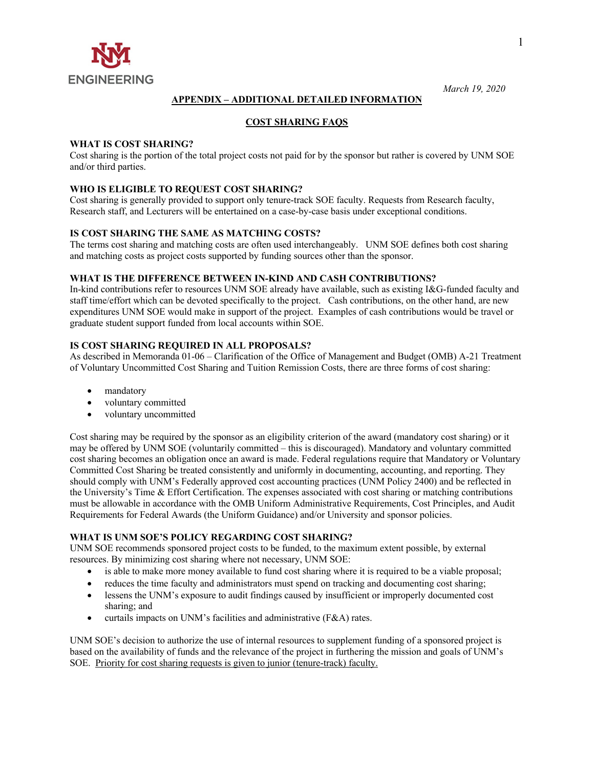March 19, 2020

# APPENDIX – ADDITIONAL DETAILED INFORMATION

## COST SHARING FAQS

### WHAT IS COST SHARING?

Cost sharing is the portion of the total project costs not paid for by the sponsor but rather is covered by UNM SOE and/or third parties.

### WHO IS ELIGIBLE TO REQUEST COST SHARING?

Cost sharing is generally provided to support only tenure-track SOE faculty. Requests from Research faculty, Research staff, and Lecturers will be entertained on a case-by-case basis under exceptional conditions.

### IS COST SHARING THE SAME AS MATCHING COSTS?

The terms cost sharing and matching costs are often used interchangeably. UNM SOE defines both cost sharing and matching costs as project costs supported by funding sources other than the sponsor.

### WHAT IS THE DIFFERENCE BETWEEN IN-KIND AND CASH CONTRIBUTIONS?

In-kind contributions refer to resources UNM SOE already have available, such as existing I&G-funded faculty and staff time/effort which can be devoted specifically to the project. Cash contributions, on the other hand, are new expenditures UNM SOE would make in support of the project. Examples of cash contributions would be travel or graduate student support funded from local accounts within SOE.

### IS COST SHARING REQUIRED IN ALL PROPOSALS?

As described in Memoranda 01-06 – Clarification of the Office of Management and Budget (OMB) A-21 Treatment of Voluntary Uncommitted Cost Sharing and Tuition Remission Costs, there are three forms of cost sharing:

- mandatory
- voluntary committed
- voluntary uncommitted

Cost sharing may be required by the sponsor as an eligibility criterion of the award (mandatory cost sharing) or it may be offered by UNM SOE (voluntarily committed – this is discouraged). Mandatory and voluntary committed cost sharing becomes an obligation once an award is made. Federal regulations require that Mandatory or Voluntary Committed Cost Sharing be treated consistently and uniformly in documenting, accounting, and reporting. They should comply with UNM's Federally approved cost accounting practices (UNM Policy 2400) and be reflected in the University's Time & Effort Certification. The expenses associated with cost sharing or matching contributions must be allowable in accordance with the OMB Uniform Administrative Requirements, Cost Principles, and Audit Requirements for Federal Awards (the Uniform Guidance) and/or University and sponsor policies.

### WHAT IS UNM SOE'S POLICY REGARDING COST SHARING?

UNM SOE recommends sponsored project costs to be funded, to the maximum extent possible, by external resources. By minimizing cost sharing where not necessary, UNM SOE:

- is able to make more money available to fund cost sharing where it is required to be a viable proposal;
- reduces the time faculty and administrators must spend on tracking and documenting cost sharing;
- lessens the UNM's exposure to audit findings caused by insufficient or improperly documented cost sharing; and
- curtails impacts on UNM's facilities and administrative (F&A) rates.

UNM SOE's decision to authorize the use of internal resources to supplement funding of a sponsored project is based on the availability of funds and the relevance of the project in furthering the mission and goals of UNM's SOE. Priority for cost sharing requests is given to junior (tenure-track) faculty.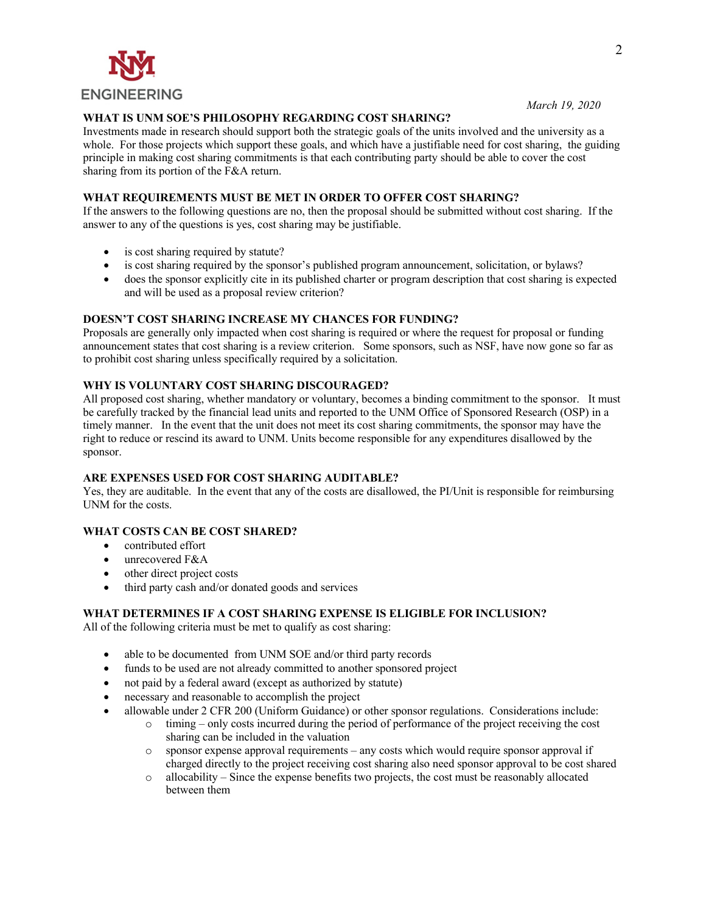March 19, 2020

## WHAT IS UNM SOE'S PHILOSOPHY REGARDING COST SHARING?

Investments made in research should support both the strategic goals of the units involved and the university as a whole. For those projects which support these goals, and which have a justifiable need for cost sharing, the guiding principle in making cost sharing commitments is that each contributing party should be able to cover the cost sharing from its portion of the F&A return.

## WHAT REQUIREMENTS MUST BE MET IN ORDER TO OFFER COST SHARING?

If the answers to the following questions are no, then the proposal should be submitted without cost sharing. If the answer to any of the questions is yes, cost sharing may be justifiable.

- is cost sharing required by statute?
- is cost sharing required by the sponsor's published program announcement, solicitation, or bylaws?
- does the sponsor explicitly cite in its published charter or program description that cost sharing is expected and will be used as a proposal review criterion?

## DOESN'T COST SHARING INCREASE MY CHANCES FOR FUNDING?

Proposals are generally only impacted when cost sharing is required or where the request for proposal or funding announcement states that cost sharing is a review criterion. Some sponsors, such as NSF, have now gone so far as to prohibit cost sharing unless specifically required by a solicitation.

## WHY IS VOLUNTARY COST SHARING DISCOURAGED?

All proposed cost sharing, whether mandatory or voluntary, becomes a binding commitment to the sponsor. It must be carefully tracked by the financial lead units and reported to the UNM Office of Sponsored Research (OSP) in a timely manner. In the event that the unit does not meet its cost sharing commitments, the sponsor may have the right to reduce or rescind its award to UNM. Units become responsible for any expenditures disallowed by the sponsor.

## ARE EXPENSES USED FOR COST SHARING AUDITABLE?

Yes, they are auditable. In the event that any of the costs are disallowed, the PI/Unit is responsible for reimbursing UNM for the costs.

## WHAT COSTS CAN BE COST SHARED?

- contributed effort
- unrecovered F&A
- other direct project costs
- third party cash and/or donated goods and services

## WHAT DETERMINES IF A COST SHARING EXPENSE IS ELIGIBLE FOR INCLUSION?

All of the following criteria must be met to qualify as cost sharing:

- able to be documented from UNM SOE and/or third party records
- funds to be used are not already committed to another sponsored project
- not paid by a federal award (except as authorized by statute)
- necessary and reasonable to accomplish the project
- allowable under 2 CFR 200 (Uniform Guidance) or other sponsor regulations. Considerations include:
  - timing – only costs incurred during the period of performance of the project receiving the cost sharing can be included in the valuation
  - sponsor approval requirements – any costs which would require sponsor approval if charged directly to the project receiving cost sharing also need sponsor approval to be cost shared
  - allocability – Since the expense benefits two projects, the cost must be reasonably allocated between them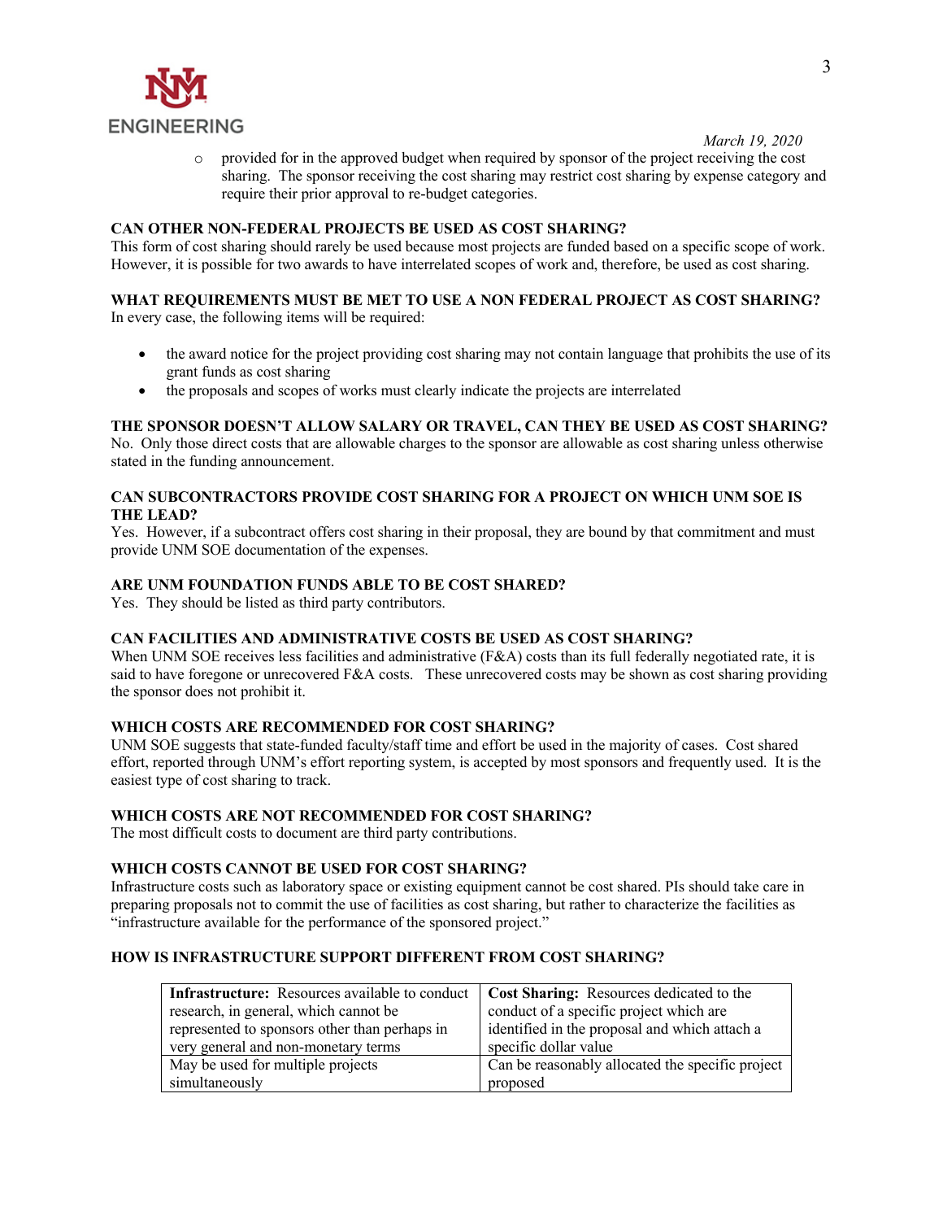*March 19, 2020*

- provided for in the approved budget when required by sponsor of the project receiving the cost sharing. The sponsor receiving the cost sharing may restrict cost sharing by expense category and require their prior approval to re-budget categories.

**CAN OTHER NON-FEDERAL PROJECTS BE USED AS COST SHARING?**

This form of cost sharing should rarely be used because most projects are funded based on a specific scope of work. However, it is possible for two awards to have interrelated scopes of work and, therefore, be used as cost sharing.

**WHAT REQUIREMENTS MUST BE MET TO USE A NON FEDERAL PROJECT AS COST SHARING?**

In every case, the following items will be required:

- the award notice for the project providing cost sharing may not contain language that prohibits the use of its grant funds as cost sharing
- the proposals and scopes of works must clearly indicate the projects are interrelated

**THE SPONSOR DOESN'T ALLOW SALARY OR TRAVEL, CAN THEY BE USED AS COST SHARING?**

No. Only those direct costs that are allowable charges to the sponsor are allowable as cost sharing unless otherwise stated in the funding announcement.

**CAN SUBCONTRACTORS PROVIDE COST SHARING FOR A PROJECT ON WHICH UNM SOE IS THE LEAD?**

Yes. However, if a subcontract offers cost sharing in their proposal, they are bound by that commitment and must provide UNM SOE documentation of the expenses.

**ARE UNM FOUNDATION FUNDS ABLE TO BE COST SHARED?**

Yes. They should be listed as third party contributors.

**CAN FACILITIES AND ADMINISTRATIVE COSTS BE USED AS COST SHARING?**

When UNM SOE receives less facilities and administrative (F&A) costs than its full federally negotiated rate, it is said to have foregone or unrecovered F&A costs. These unrecovered costs may be shown as cost sharing providing the sponsor does not prohibit it.

**WHICH COSTS ARE RECOMMENDED FOR COST SHARING?**

UNM SOE suggests that state-funded faculty/staff time and effort be used in the majority of cases. Cost shared effort, reported through UNM's effort reporting system, is accepted by most sponsors and frequently used. It is the easiest type of cost sharing to track.

**WHICH COSTS ARE NOT RECOMMENDED FOR COST SHARING?**

The most difficult costs to document are third party contributions.

**WHICH COSTS CANNOT BE USED FOR COST SHARING?**

Infrastructure costs such as laboratory space or existing equipment cannot be cost shared. PIs should take care in preparing proposals not to commit the use of facilities as cost sharing, but rather to characterize the facilities as "infrastructure available for the performance of the sponsored project."

**HOW IS INFRASTRUCTURE SUPPORT DIFFERENT FROM COST SHARING?**

| **Infrastructure:** Resources available to conduct research, in general, which cannot be represented to sponsors other than perhaps in very general and non-monetary terms | **Cost Sharing:** Resources dedicated to the conduct of a specific project which are identified in the proposal and which attach a specific dollar value |
|---|---|
| May be used for multiple projects simultaneously | Can be reasonably allocated the specific project proposed |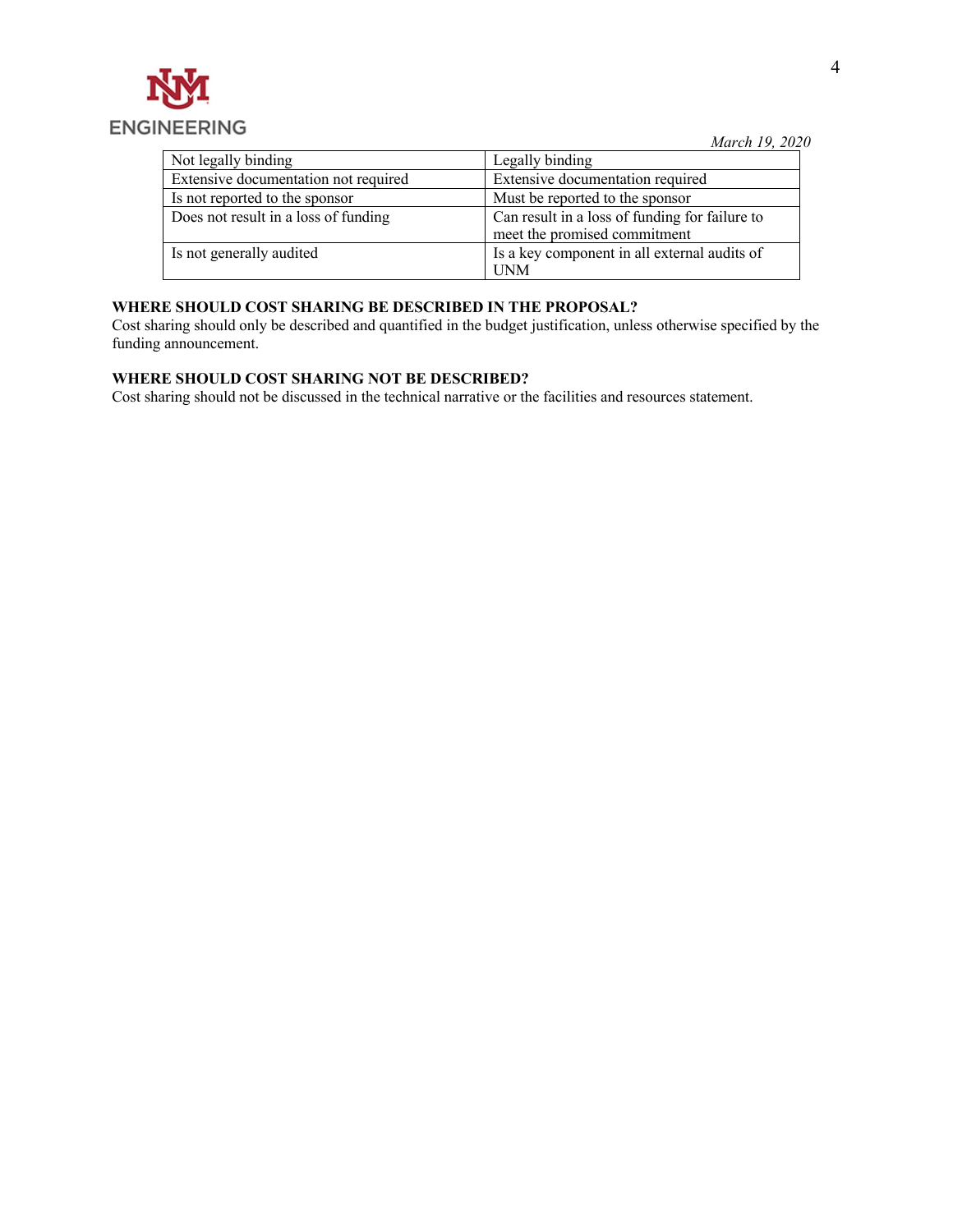| | |
|---|---|
| Not legally binding | Legally binding |
| Extensive documentation not required | Extensive documentation required |
| Is not reported to the sponsor | Must be reported to the sponsor |
| Does not result in a loss of funding | Can result in a loss of funding for failure to meet the promised commitment |
| Is not generally audited | Is a key component in all external audits of UNM |

**WHERE SHOULD COST SHARING BE DESCRIBED IN THE PROPOSAL?**
Cost sharing should only be described and quantified in the budget justification, unless otherwise specified by the funding announcement.

**WHERE SHOULD COST SHARING NOT BE DESCRIBED?**
Cost sharing should not be discussed in the technical narrative or the facilities and resources statement.